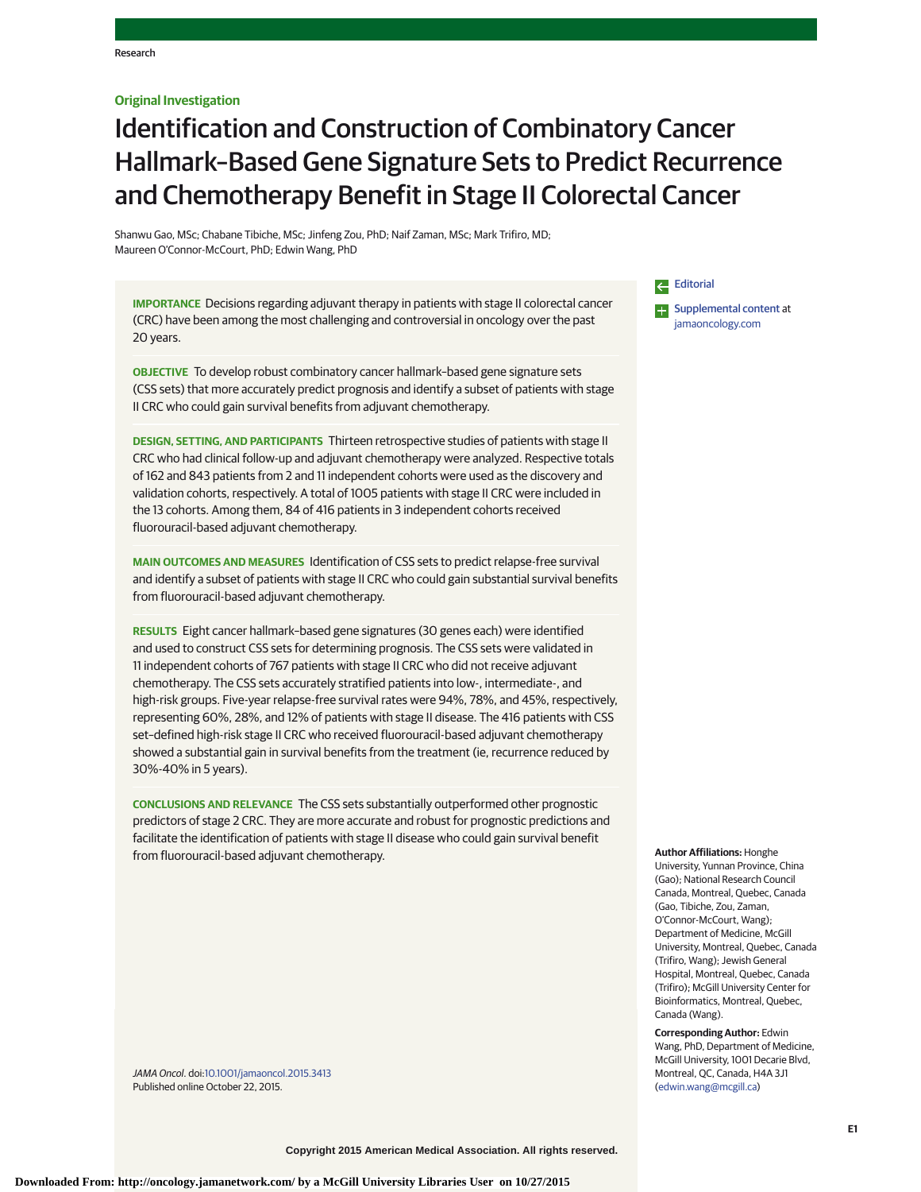Original Investigation

# Identification and Construction of Combinatory Cancer Hallmark–Based Gene Signature Sets to Predict Recurrence and Chemotherapy Benefit in Stage II Colorectal Cancer

Shanwu Gao, MSc; Chabane Tibiche, MSc; Jinfeng Zou, PhD; Naif Zaman, MSc; Mark Trifiro, MD; Maureen O'Connor-McCourt, PhD; Edwin Wang, PhD

**IMPORTANCE** Decisions regarding adjuvant therapy in patients with stage II colorectal cancer (CRC) have been among the most challenging and controversial in oncology over the past 20 years.

**OBJECTIVE** To develop robust combinatory cancer hallmark–based gene signature sets (CSS sets) that more accurately predict prognosis and identify a subset of patients with stage II CRC who could gain survival benefits from adjuvant chemotherapy.

**DESIGN, SETTING, AND PARTICIPANTS** Thirteen retrospective studies of patients with stage II CRC who had clinical follow-up and adjuvant chemotherapy were analyzed. Respective totals of 162 and 843 patients from 2 and 11 independent cohorts were used as the discovery and validation cohorts, respectively. A total of 1005 patients with stage II CRC were included in the 13 cohorts. Among them, 84 of 416 patients in 3 independent cohorts received fluorouracil-based adjuvant chemotherapy.

**MAIN OUTCOMES AND MEASURES** Identification of CSS sets to predict relapse-free survival and identify a subset of patients with stage II CRC who could gain substantial survival benefits from fluorouracil-based adjuvant chemotherapy.

**RESULTS** Eight cancer hallmark–based gene signatures (30 genes each) were identified and used to construct CSS sets for determining prognosis. The CSS sets were validated in 11 independent cohorts of 767 patients with stage II CRC who did not receive adjuvant chemotherapy. The CSS sets accurately stratified patients into low-, intermediate-, and high-risk groups. Five-year relapse-free survival rates were 94%, 78%, and 45%, respectively, representing 60%, 28%, and 12% of patients with stage II disease. The 416 patients with CSS set–defined high-risk stage II CRC who received fluorouracil-based adjuvant chemotherapy showed a substantial gain in survival benefits from the treatment (ie, recurrence reduced by 30%-40% in 5 years).

**CONCLUSIONS AND RELEVANCE** The CSS sets substantially outperformed other prognostic predictors of stage 2 CRC. They are more accurate and robust for prognostic predictions and facilitate the identification of patients with stage II disease who could gain survival benefit from fluorouracil-based adjuvant chemotherapy.

*JAMA Oncol*. doi:10.1001/jamaoncol.2015.3413
Published online October 22, 2015.

Editorial

Supplemental content at jamaoncology.com

**Author Affiliations:** Honghe University, Yunnan Province, China (Gao); National Research Council Canada, Montreal, Quebec, Canada (Gao, Tibiche, Zou, Zaman, O'Connor-McCourt, Wang); Department of Medicine, McGill University, Montreal, Quebec, Canada (Trifiro, Wang); Jewish General Hospital, Montreal, Quebec, Canada (Trifiro); McGill University Center for Bioinformatics, Montreal, Quebec, Canada (Wang).

**Corresponding Author:** Edwin Wang, PhD, Department of Medicine, McGill University, 1001 Decarie Blvd, Montreal, QC, Canada, H4A 3J1 (edwin.wang@mcgill.ca)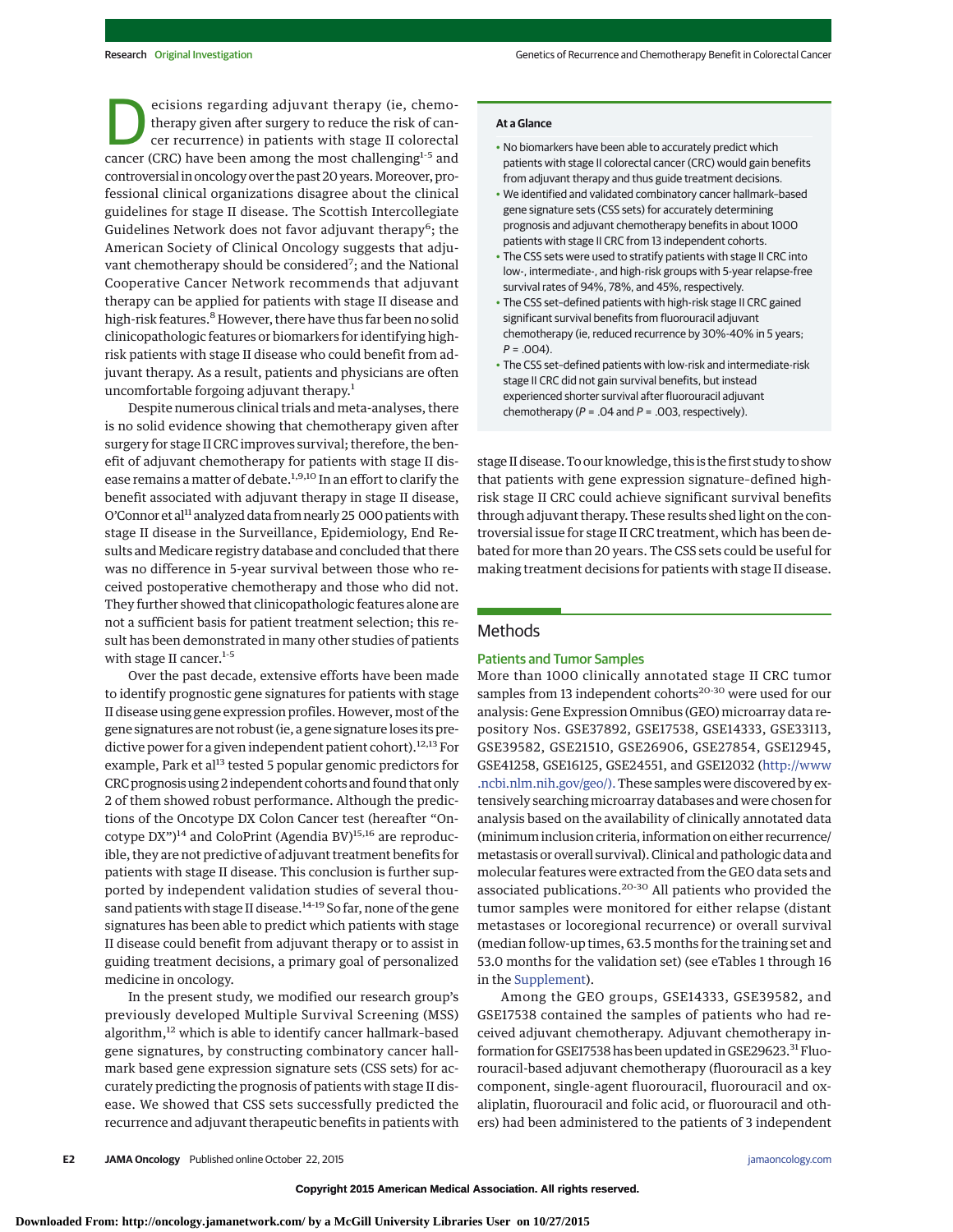Decisions regarding adjuvant therapy (ie, chemotherapy given after surgery to reduce the risk of cancer recurrence) in patients with stage II colorectal cancer (CRC) have been among the most challenging[1-5] and controversial in oncology over the past 20 years. Moreover, professional clinical organizations disagree about the clinical guidelines for stage II disease. The Scottish Intercollegiate Guidelines Network does not favor adjuvant therapy[6]; the American Society of Clinical Oncology suggests that adjuvant chemotherapy should be considered[7]; and the National Cooperative Cancer Network recommends that adjuvant therapy can be applied for patients with stage II disease and high-risk features.[8] However, there have thus far been no solid clinicopathologic features or biomarkers for identifying high-risk patients with stage II disease who could benefit from adjuvant therapy. As a result, patients and physicians are often uncomfortable forgoing adjuvant therapy.[1]

Despite numerous clinical trials and meta-analyses, there is no solid evidence showing that chemotherapy given after surgery for stage II CRC improves survival; therefore, the benefit of adjuvant chemotherapy for patients with stage II disease remains a matter of debate.[1,9,10] In an effort to clarify the benefit associated with adjuvant therapy in stage II disease, O'Connor et al[11] analyzed data from nearly 25 000 patients with stage II disease in the Surveillance, Epidemiology, End Results and Medicare registry database and concluded that there was no difference in 5-year survival between those who received postoperative chemotherapy and those who did not. They further showed that clinicopathologic features alone are not a sufficient basis for patient treatment selection; this result has been demonstrated in many other studies of patients with stage II cancer.[1-5]

Over the past decade, extensive efforts have been made to identify prognostic gene signatures for patients with stage II disease using gene expression profiles. However, most of the gene signatures are not robust (ie, a gene signature loses its predictive power for a given independent patient cohort).[12,13] For example, Park et al[13] tested 5 popular genomic predictors for CRC prognosis using 2 independent cohorts and found that only 2 of them showed robust performance. Although the predictions of the Oncotype DX Colon Cancer test (hereafter "Oncotype DX")[14] and ColoPrint (Agendia BV)[15,16] are reproducible, they are not predictive of adjuvant treatment benefits for patients with stage II disease. This conclusion is further supported by independent validation studies of several thousand patients with stage II disease.[14-19] So far, none of the gene signatures has been able to predict which patients with stage II disease could benefit from adjuvant therapy or to assist in guiding treatment decisions, a primary goal of personalized medicine in oncology.

In the present study, we modified our research group's previously developed Multiple Survival Screening (MSS) algorithm,[12] which is able to identify cancer hallmark–based gene signatures, by constructing combinatory cancer hallmark based gene expression signature sets (CSS sets) for accurately predicting the prognosis of patients with stage II disease. We showed that CSS sets successfully predicted the recurrence and adjuvant therapeutic benefits in patients with stage II disease. To our knowledge, this is the first study to show that patients with gene expression signature–defined high-risk stage II CRC could achieve significant survival benefits through adjuvant therapy. These results shed light on the controversial issue for stage II CRC treatment, which has been debated for more than 20 years. The CSS sets could be useful for making treatment decisions for patients with stage II disease.

**At a Glance**

- No biomarkers have been able to accurately predict which patients with stage II colorectal cancer (CRC) would gain benefits from adjuvant therapy and thus guide treatment decisions.
- We identified and validated combinatory cancer hallmark–based gene signature sets (CSS sets) for accurately determining prognosis and adjuvant chemotherapy benefits in about 1000 patients with stage II CRC from 13 independent cohorts.
- The CSS sets were used to stratify patients with stage II CRC into low-, intermediate-, and high-risk groups with 5-year relapse-free survival rates of 94%, 78%, and 45%, respectively.
- The CSS set–defined patients with high-risk stage II CRC gained significant survival benefits from fluorouracil adjuvant chemotherapy (ie, reduced recurrence by 30%-40% in 5 years; $P = .004$).
- The CSS set–defined patients with low-risk and intermediate-risk stage II CRC did not gain survival benefits, but instead experienced shorter survival after fluorouracil adjuvant chemotherapy ($P = .04$ and $P = .003$, respectively).

## Methods

### Patients and Tumor Samples

More than 1000 clinically annotated stage II CRC tumor samples from 13 independent cohorts[20-30] were used for our analysis: Gene Expression Omnibus (GEO) microarray data repository Nos. GSE37892, GSE17538, GSE14333, GSE33113, GSE39582, GSE21510, GSE26906, GSE27854, GSE12945, GSE41258, GSE16125, GSE24551, and GSE12032 (http://www.ncbi.nlm.nih.gov/geo/). These samples were discovered by extensively searching microarray databases and were chosen for analysis based on the availability of clinically annotated data (minimum inclusion criteria, information on either recurrence/metastasis or overall survival). Clinical and pathologic data and molecular features were extracted from the GEO data sets and associated publications.[20-30] All patients who provided the tumor samples were monitored for either relapse (distant metastases or locoregional recurrence) or overall survival (median follow-up times, 63.5 months for the training set and 53.0 months for the validation set) (see eTables 1 through 16 in the Supplement).

Among the GEO groups, GSE14333, GSE39582, and GSE17538 contained the samples of patients who had received adjuvant chemotherapy. Adjuvant chemotherapy information for GSE17538 has been updated in GSE29623.[31] Fluorouracil-based adjuvant chemotherapy (fluorouracil as a key component, single-agent fluorouracil, fluorouracil and oxaliplatin, fluorouracil and folic acid, or fluorouracil and others) had been administered to the patients of 3 independent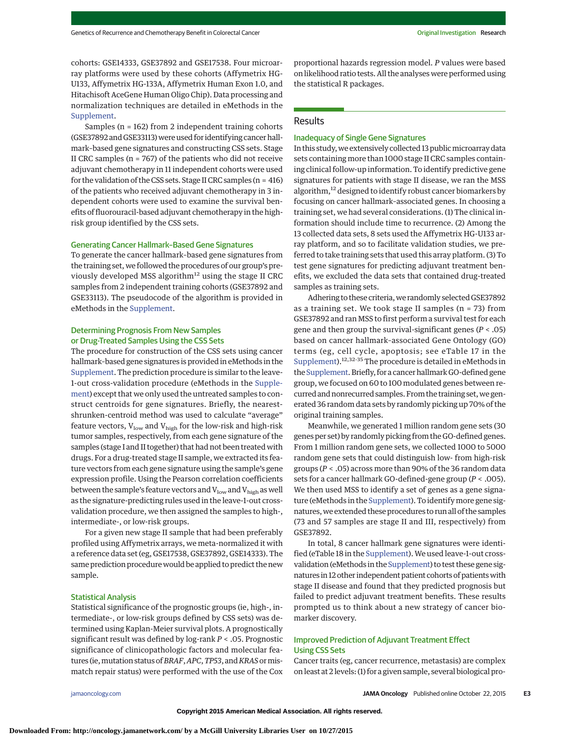cohorts: GSE14333, GSE37892 and GSE17538. Four microarray platforms were used by these cohorts (Affymetrix HG-U133, Affymetrix HG-133A, Affymetrix Human Exon 1.0, and Hitachisoft AceGene Human Oligo Chip). Data processing and normalization techniques are detailed in eMethods in the Supplement.

Samples (n = 162) from 2 independent training cohorts (GSE37892 and GSE33113) were used for identifying cancer hallmark-based gene signatures and constructing CSS sets. Stage II CRC samples (n = 767) of the patients who did not receive adjuvant chemotherapy in 11 independent cohorts were used for the validation of the CSS sets. Stage II CRC samples (n = 416) of the patients who received adjuvant chemotherapy in 3 independent cohorts were used to examine the survival benefits of fluorouracil-based adjuvant chemotherapy in the high-risk group identified by the CSS sets.

### Generating Cancer Hallmark–Based Gene Signatures

To generate the cancer hallmark-based gene signatures from the training set, we followed the procedures of our group's previously developed MSS algorithm[12] using the stage II CRC samples from 2 independent training cohorts (GSE37892 and GSE33113). The pseudocode of the algorithm is provided in eMethods in the Supplement.

### Determining Prognosis From New Samples or Drug-Treated Samples Using the CSS Sets

The procedure for construction of the CSS sets using cancer hallmark-based gene signatures is provided in eMethods in the Supplement. The prediction procedure is similar to the leave-1-out cross-validation procedure (eMethods in the Supplement) except that we only used the untreated samples to construct centroids for gene signatures. Briefly, the nearest-shrunken-centroid method was used to calculate "average" feature vectors, $V_{low}$ and $V_{high}$ for the low-risk and high-risk tumor samples, respectively, from each gene signature of the samples (stage I and II together) that had not been treated with drugs. For a drug-treated stage II sample, we extracted its feature vectors from each gene signature using the sample's gene expression profile. Using the Pearson correlation coefficients between the sample's feature vectors and $V_{low}$ and $V_{high}$ as well as the signature-predicting rules used in the leave-1-out cross-validation procedure, we then assigned the samples to high-, intermediate-, or low-risk groups.

For a given new stage II sample that had been preferably profiled using Affymetrix arrays, we meta-normalized it with a reference data set (eg, GSE17538, GSE37892, GSE14333). The same prediction procedure would be applied to predict the new sample.

### Statistical Analysis

Statistical significance of the prognostic groups (ie, high-, intermediate-, or low-risk groups defined by CSS sets) was determined using Kaplan-Meier survival plots. A prognostically significant result was defined by log-rank $P < .05$. Prognostic significance of clinicopathologic factors and molecular features (ie, mutation status of *BRAF*, *APC*, *TP53*, and *KRAS* or mismatch repair status) were performed with the use of the Cox proportional hazards regression model. *P* values were based on likelihood ratio tests. All the analyses were performed using the statistical R packages.

## Results

### Inadequacy of Single Gene Signatures

In this study, we extensively collected 13 public microarray data sets containing more than 1000 stage II CRC samples containing clinical follow-up information. To identify predictive gene signatures for patients with stage II disease, we ran the MSS algorithm,[12] designed to identify robust cancer biomarkers by focusing on cancer hallmark-associated genes. In choosing a training set, we had several considerations. (1) The clinical information should include time to recurrence. (2) Among the 13 collected data sets, 8 sets used the Affymetrix HG-U133 array platform, and so to facilitate validation studies, we preferred to take training sets that used this array platform. (3) To test gene signatures for predicting adjuvant treatment benefits, we excluded the data sets that contained drug-treated samples as training sets.

Adhering to these criteria, we randomly selected GSE37892 as a training set. We took stage II samples (n = 73) from GSE37892 and ran MSS to first perform a survival test for each gene and then group the survival-significant genes ($P < .05$) based on cancer hallmark–associated Gene Ontology (GO) terms (eg, cell cycle, apoptosis; see eTable 17 in the Supplement).[12,32-35] The procedure is detailed in eMethods in the Supplement. Briefly, for a cancer hallmark GO-defined gene group, we focused on 60 to 100 modulated genes between recurred and nonrecurred samples. From the training set, we generated 36 random data sets by randomly picking up 70% of the original training samples.

Meanwhile, we generated 1 million random gene sets (30 genes per set) by randomly picking from the GO-defined genes. From 1 million random gene sets, we collected 1000 to 5000 random gene sets that could distinguish low- from high-risk groups ($P < .05$) across more than 90% of the 36 random data sets for a cancer hallmark GO-defined-gene group ($P < .005$). We then used MSS to identify a set of genes as a gene signature (eMethods in the Supplement). To identify more gene signatures, we extended these procedures to run all of the samples (73 and 57 samples are stage II and III, respectively) from GSE37892.

In total, 8 cancer hallmark gene signatures were identified (eTable 18 in the Supplement). We used leave-1-out cross-validation (eMethods in the Supplement) to test these gene signatures in 12 other independent patient cohorts of patients with stage II disease and found that they predicted prognosis but failed to predict adjuvant treatment benefits. These results prompted us to think about a new strategy of cancer biomarker discovery.

### Improved Prediction of Adjuvant Treatment Effect Using CSS Sets

Cancer traits (eg, cancer recurrence, metastasis) are complex on at least 2 levels: (1) for a given sample, several biological pro-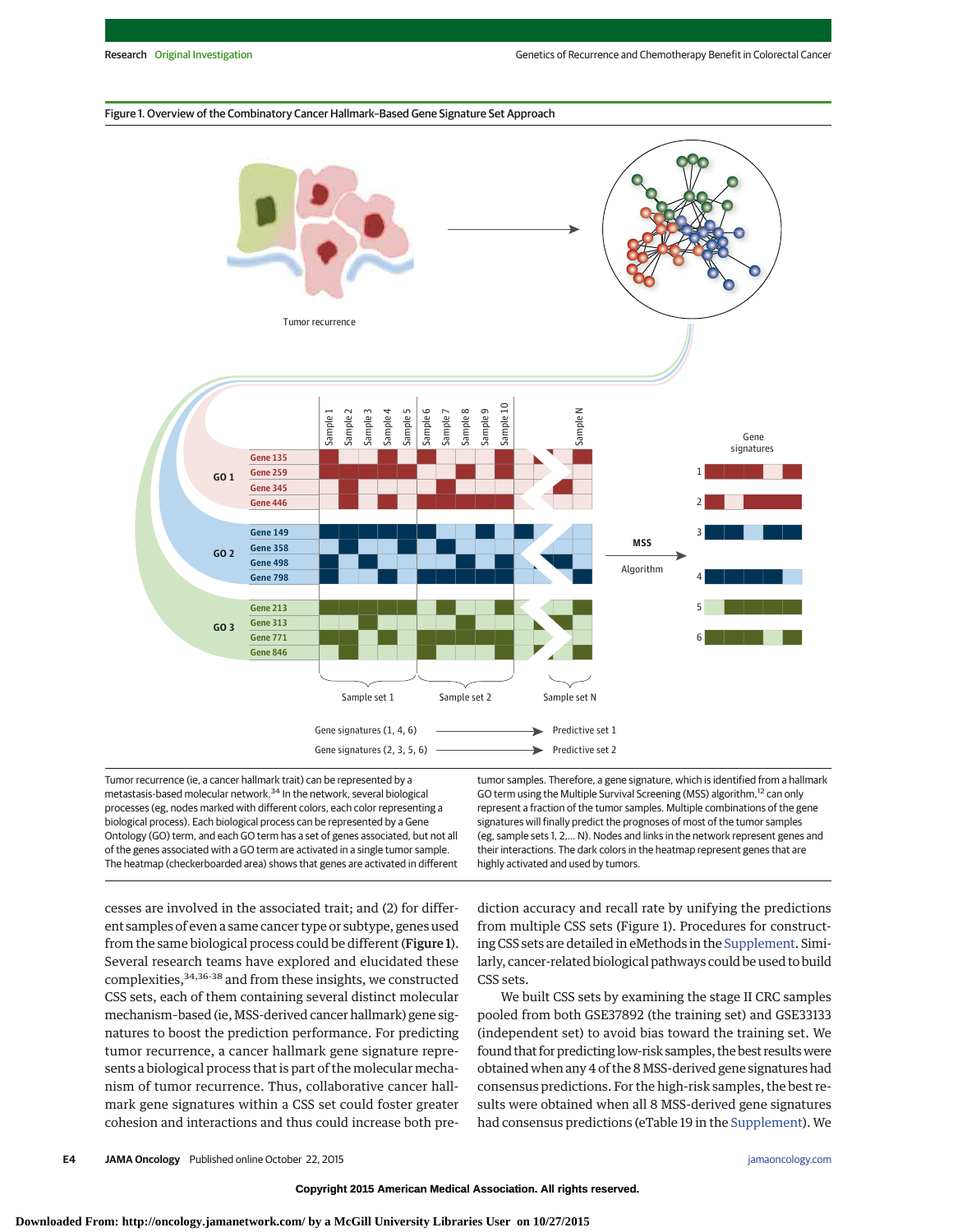Figure 1. Overview of the Combinatory Cancer Hallmark–Based Gene Signature Set Approach

Tumor recurrence (ie, a cancer hallmark trait) can be represented by a metastasis-based molecular network.[34] In the network, several biological processes (eg, nodes marked with different colors, each color representing a biological process). Each biological process can be represented by a Gene Ontology (GO) term, and each GO term has a set of genes associated, but not all of the genes associated with a GO term are activated in a single tumor sample. The heatmap (checkerboarded area) shows that genes are activated in different tumor samples. Therefore, a gene signature, which is identified from a hallmark GO term using the Multiple Survival Screening (MSS) algorithm,[12] can only represent a fraction of the tumor samples. Multiple combinations of the gene signatures will finally predict the prognoses of most of the tumor samples (eg, sample sets 1, 2,… N). Nodes and links in the network represent genes and their interactions. The dark colors in the heatmap represent genes that are highly activated and used by tumors.

cesses are involved in the associated trait; and (2) for different samples of even a same cancer type or subtype, genes used from the same biological process could be different (Figure 1). Several research teams have explored and elucidated these complexities,[34,36-38] and from these insights, we constructed CSS sets, each of them containing several distinct molecular mechanism-based (ie, MSS-derived cancer hallmark) gene signatures to boost the prediction performance. For predicting tumor recurrence, a cancer hallmark gene signature represents a biological process that is part of the molecular mechanism of tumor recurrence. Thus, collaborative cancer hallmark gene signatures within a CSS set could foster greater cohesion and interactions and thus could increase both prediction accuracy and recall rate by unifying the predictions from multiple CSS sets (Figure 1). Procedures for constructing CSS sets are detailed in eMethods in the Supplement. Similarly, cancer-related biological pathways could be used to build CSS sets.

We built CSS sets by examining the stage II CRC samples pooled from both GSE37892 (the training set) and GSE33133 (independent set) to avoid bias toward the training set. We found that for predicting low-risk samples, the best results were obtained when any 4 of the 8 MSS-derived gene signatures had consensus predictions. For the high-risk samples, the best results were obtained when all 8 MSS-derived gene signatures had consensus predictions (eTable 19 in the Supplement). We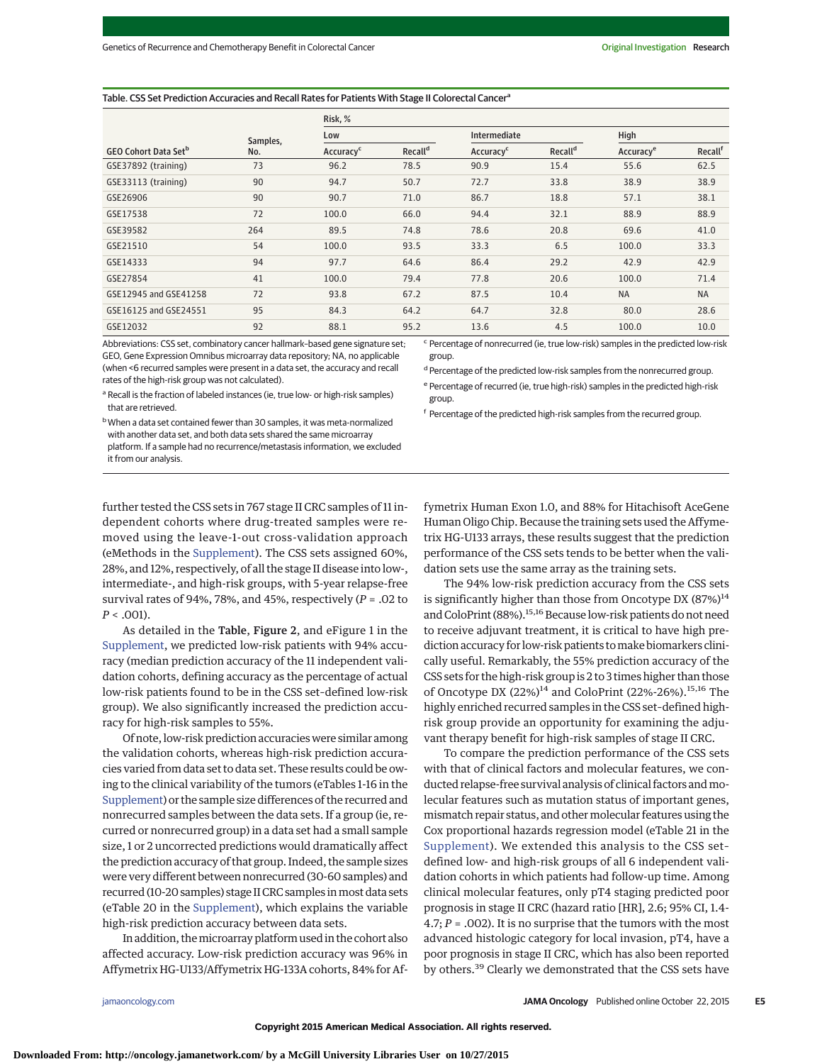Table. CSS Set Prediction Accuracies and Recall Rates for Patients With Stage II Colorectal Cancer[a]

| GEO Cohort Data Set[b] | Samples, No. | Risk, % | | | | | |
|---|---|---|---|---|---|---|---|
| | | Low | | Intermediate | | High | |
| | | Accuracy[c] | Recall[d] | Accuracy[c] | Recall[d] | Accuracy[e] | Recall[f] |
| GSE37892 (training) | 73 | 96.2 | 78.5 | 90.9 | 15.4 | 55.6 | 62.5 |
| GSE33113 (training) | 90 | 94.7 | 50.7 | 72.7 | 33.8 | 38.9 | 38.9 |
| GSE26906 | 90 | 90.7 | 71.0 | 86.7 | 18.8 | 57.1 | 38.1 |
| GSE17538 | 72 | 100.0 | 66.0 | 94.4 | 32.1 | 88.9 | 88.9 |
| GSE39582 | 264 | 89.5 | 74.8 | 78.6 | 20.8 | 69.6 | 41.0 |
| GSE21510 | 54 | 100.0 | 93.5 | 33.3 | 6.5 | 100.0 | 33.3 |
| GSE14333 | 94 | 97.7 | 64.6 | 86.4 | 29.2 | 42.9 | 42.9 |
| GSE27854 | 41 | 100.0 | 79.4 | 77.8 | 20.6 | 100.0 | 71.4 |
| GSE12945 and GSE41258 | 72 | 93.8 | 67.2 | 87.5 | 10.4 | NA | NA |
| GSE16125 and GSE24551 | 95 | 84.3 | 64.2 | 64.7 | 32.8 | 80.0 | 28.6 |
| GSE12032 | 92 | 88.1 | 95.2 | 13.6 | 4.5 | 100.0 | 10.0 |

Abbreviations: CSS set, combinatory cancer hallmark–based gene signature set; GEO, Gene Expression Omnibus microarray data repository; NA, no applicable (when <6 recurred samples were present in a data set, the accuracy and recall rates of the high-risk group was not calculated).

[a] Recall is the fraction of labeled instances (ie, true low- or high-risk samples) that are retrieved.

[b] When a data set contained fewer than 30 samples, it was meta-normalized with another data set, and both data sets shared the same microarray platform. If a sample had no recurrence/metastasis information, we excluded it from our analysis.

[c] Percentage of nonrecurred (ie, true low-risk) samples in the predicted low-risk group.

[d] Percentage of the predicted low-risk samples from the nonrecurred group.

[e] Percentage of recurred (ie, true high-risk) samples in the predicted high-risk group.

[f] Percentage of the predicted high-risk samples from the recurred group.

further tested the CSS sets in 767 stage II CRC samples of 11 independent cohorts where drug-treated samples were removed using the leave-1-out cross-validation approach (eMethods in the Supplement). The CSS sets assigned 60%, 28%, and 12%, respectively, of all the stage II disease into low-, intermediate-, and high-risk groups, with 5-year relapse-free survival rates of 94%, 78%, and 45%, respectively ($P = .02$ to $P < .001$).

As detailed in the **Table**, **Figure 2**, and eFigure 1 in the Supplement, we predicted low-risk patients with 94% accuracy (median prediction accuracy of the 11 independent validation cohorts, defining accuracy as the percentage of actual low-risk patients found to be in the CSS set–defined low-risk group). We also significantly increased the prediction accuracy for high-risk samples to 55%.

Of note, low-risk prediction accuracies were similar among the validation cohorts, whereas high-risk prediction accuracies varied from data set to data set. These results could be owing to the clinical variability of the tumors (eTables 1-16 in the Supplement) or the sample size differences of the recurred and nonrecurred samples between the data sets. If a group (ie, recurred or nonrecurred group) in a data set had a small sample size, 1 or 2 uncorrected predictions would dramatically affect the prediction accuracy of that group. Indeed, the sample sizes were very different between nonrecurred (30-60 samples) and recurred (10-20 samples) stage II CRC samples in most data sets (eTable 20 in the Supplement), which explains the variable high-risk prediction accuracy between data sets.

In addition, the microarray platform used in the cohort also affected accuracy. Low-risk prediction accuracy was 96% in Affymetrix HG-U133/Affymetrix HG-133A cohorts, 84% for Affymetrix Human Exon 1.0, and 88% for Hitachisoft AceGene Human Oligo Chip. Because the training sets used the Affymetrix HG-U133 arrays, these results suggest that the prediction performance of the CSS sets tends to be better when the validation sets use the same array as the training sets.

The 94% low-risk prediction accuracy from the CSS sets is significantly higher than those from Oncotype DX (87%)[14] and ColoPrint (88%).[15,16] Because low-risk patients do not need to receive adjuvant treatment, it is critical to have high prediction accuracy for low-risk patients to make biomarkers clinically useful. Remarkably, the 55% prediction accuracy of the CSS sets for the high-risk group is 2 to 3 times higher than those of Oncotype DX (22%)[14] and ColoPrint (22%-26%).[15,16] The highly enriched recurred samples in the CSS set–defined high-risk group provide an opportunity for examining the adjuvant therapy benefit for high-risk samples of stage II CRC.

To compare the prediction performance of the CSS sets with that of clinical factors and molecular features, we conducted relapse-free survival analysis of clinical factors and molecular features such as mutation status of important genes, mismatch repair status, and other molecular features using the Cox proportional hazards regression model (eTable 21 in the Supplement). We extended this analysis to the CSS set–defined low- and high-risk groups of all 6 independent validation cohorts in which patients had follow-up time. Among clinical molecular features, only pT4 staging predicted poor prognosis in stage II CRC (hazard ratio [HR], 2.6; 95% CI, 1.4-4.7; $P = .002$). It is no surprise that the tumors with the most advanced histologic category for local invasion, pT4, have a poor prognosis in stage II CRC, which has also been reported by others.[39] Clearly we demonstrated that the CSS sets have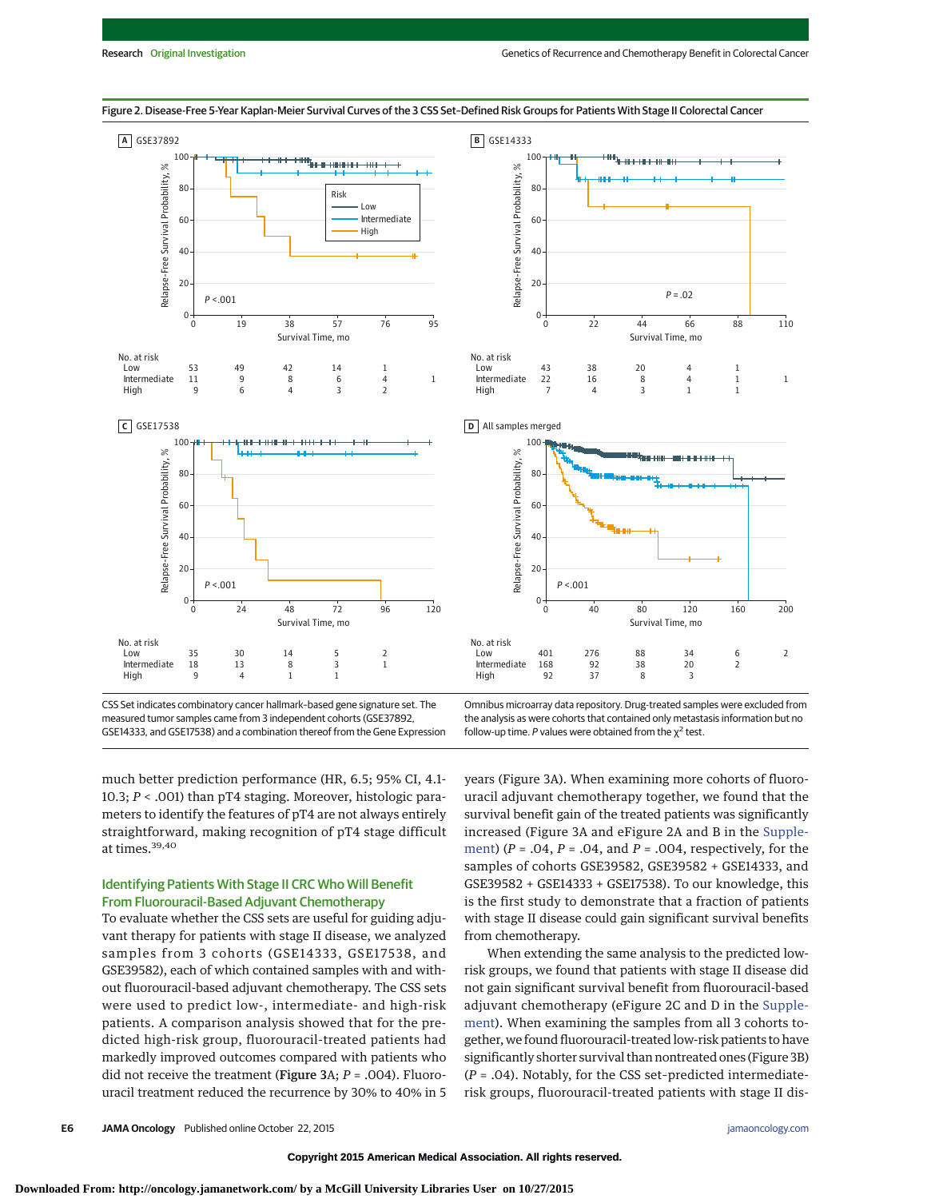Figure 2. Disease-Free 5-Year Kaplan-Meier Survival Curves of the 3 CSS Set–Defined Risk Groups for Patients With Stage II Colorectal Cancer

**A** GSE37892

No. at risk

| | 0 | 19 | 38 | 57 | 76 | 95 |
|---|---|---|---|---|---|---|
| Low | 53 | 49 | 42 | 14 | 1 | |
| Intermediate | 11 | 9 | 8 | 6 | 4 | 1 |
| High | 9 | 6 | 4 | 3 | 2 | |

**B** GSE14333

No. at risk

| | 0 | 22 | 44 | 66 | 88 | 110 |
|---|---|---|---|---|---|---|
| Low | 43 | 38 | 20 | 4 | 1 | |
| Intermediate | 22 | 16 | 8 | 4 | 1 | 1 |
| High | 7 | 4 | 3 | 1 | 1 | |

**C** GSE17538

No. at risk

| | 0 | 24 | 48 | 72 | 96 | 120 |
|---|---|---|---|---|---|---|
| Low | 35 | 30 | 14 | 5 | 2 | |
| Intermediate | 18 | 13 | 8 | 3 | 1 | |
| High | 9 | 4 | 1 | 1 | | |

**D** All samples merged

No. at risk

| | 0 | 40 | 80 | 120 | 160 | 200 |
|---|---|---|---|---|---|---|
| Low | 401 | 276 | 88 | 34 | 6 | 2 |
| Intermediate | 168 | 92 | 38 | 20 | 2 | |
| High | 92 | 37 | 8 | 3 | | |

CSS Set indicates combinatory cancer hallmark–based gene signature set. The measured tumor samples came from 3 independent cohorts (GSE37892, GSE14333, and GSE17538) and a combination thereof from the Gene Expression Omnibus microarray data repository. Drug-treated samples were excluded from the analysis as were cohorts that contained only metastasis information but no follow-up time. *P* values were obtained from the $\chi^2$ test.

much better prediction performance (HR, 6.5; 95% CI, 4.1-10.3; $P < .001$) than pT4 staging. Moreover, histologic parameters to identify the features of pT4 are not always entirely straightforward, making recognition of pT4 stage difficult at times.[39,40]

## Identifying Patients With Stage II CRC Who Will Benefit From Fluorouracil-Based Adjuvant Chemotherapy

To evaluate whether the CSS sets are useful for guiding adjuvant therapy for patients with stage II disease, we analyzed samples from 3 cohorts (GSE14333, GSE17538, and GSE39582), each of which contained samples with and without fluorouracil-based adjuvant chemotherapy. The CSS sets were used to predict low-, intermediate- and high-risk patients. A comparison analysis showed that for the predicted high-risk group, fluorouracil-treated patients had markedly improved outcomes compared with patients who did not receive the treatment (**Figure 3**A; $P = .004$). Fluorouracil treatment reduced the recurrence by 30% to 40% in 5 years (Figure 3A). When examining more cohorts of fluorouracil adjuvant chemotherapy together, we found that the survival benefit gain of the treated patients was significantly increased (Figure 3A and eFigure 2A and B in the Supplement) ($P = .04$, $P = .04$, and $P = .004$, respectively, for the samples of cohorts GSE39582, GSE39582 + GSE14333, and GSE39582 + GSE14333 + GSE17538). To our knowledge, this is the first study to demonstrate that a fraction of patients with stage II disease could gain significant survival benefits from chemotherapy.

When extending the same analysis to the predicted low-risk groups, we found that patients with stage II disease did not gain significant survival benefit from fluorouracil-based adjuvant chemotherapy (eFigure 2C and D in the Supplement). When examining the samples from all 3 cohorts together, we found fluorouracil-treated low-risk patients to have significantly shorter survival than nontreated ones (Figure 3B) ($P = .04$). Notably, for the CSS set–predicted intermediate-risk groups, fluorouracil-treated patients with stage II dis-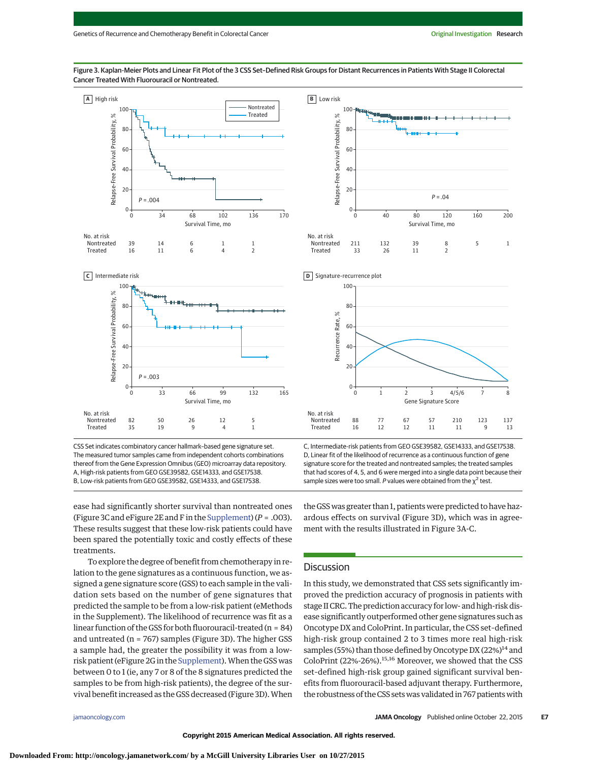Figure 3. Kaplan-Meier Plots and Linear Fit Plot of the 3 CSS Set–Defined Risk Groups for Distant Recurrences in Patients With Stage II Colorectal Cancer Treated With Fluorouracil or Nontreated.

CSS Set indicates combinatory cancer hallmark–based gene signature set. The measured tumor samples came from independent cohorts combinations thereof from the Gene Expression Omnibus (GEO) microarray data repository. A, High-risk patients from GEO GSE39582, GSE14333, and GSE17538. B, Low-risk patients from GEO GSE39582, GSE14333, and GSE17538. C, Intermediate-risk patients from GEO GSE39582, GSE14333, and GSE17538. D, Linear fit of the likelihood of recurrence as a continuous function of gene signature score for the treated and nontreated samples; the treated samples that had scores of 4, 5, and 6 were merged into a single data point because their sample sizes were too small. *P* values were obtained from the $\chi^2$ test.

ease had significantly shorter survival than nontreated ones (Figure 3C and eFigure 2E and F in the Supplement) ($P = .003$). These results suggest that these low-risk patients could have been spared the potentially toxic and costly effects of these treatments.

To explore the degree of benefit from chemotherapy in relation to the gene signatures as a continuous function, we assigned a gene signature score (GSS) to each sample in the validation sets based on the number of gene signatures that predicted the sample to be from a low-risk patient (eMethods in the Supplement). The likelihood of recurrence was fit as a linear function of the GSS for both fluorouracil-treated (n = 84) and untreated (n = 767) samples (Figure 3D). The higher GSS a sample had, the greater the possibility it was from a low-risk patient (eFigure 2G in the Supplement). When the GSS was between 0 to 1 (ie, any 7 or 8 of the 8 signatures predicted the samples to be from high-risk patients), the degree of the survival benefit increased as the GSS decreased (Figure 3D). When the GSS was greater than 1, patients were predicted to have hazardous effects on survival (Figure 3D), which was in agreement with the results illustrated in Figure 3A-C.

## Discussion

In this study, we demonstrated that CSS sets significantly improved the prediction accuracy of prognosis in patients with stage II CRC. The prediction accuracy for low- and high-risk disease significantly outperformed other gene signatures such as Oncotype DX and ColoPrint. In particular, the CSS set–defined high-risk group contained 2 to 3 times more real high-risk samples (55%) than those defined by Oncotype DX (22%)[14] and ColoPrint (22%-26%).[15,16] Moreover, we showed that the CSS set-defined high-risk group gained significant survival benefits from fluorouracil-based adjuvant therapy. Furthermore, the robustness of the CSS sets was validated in 767 patients with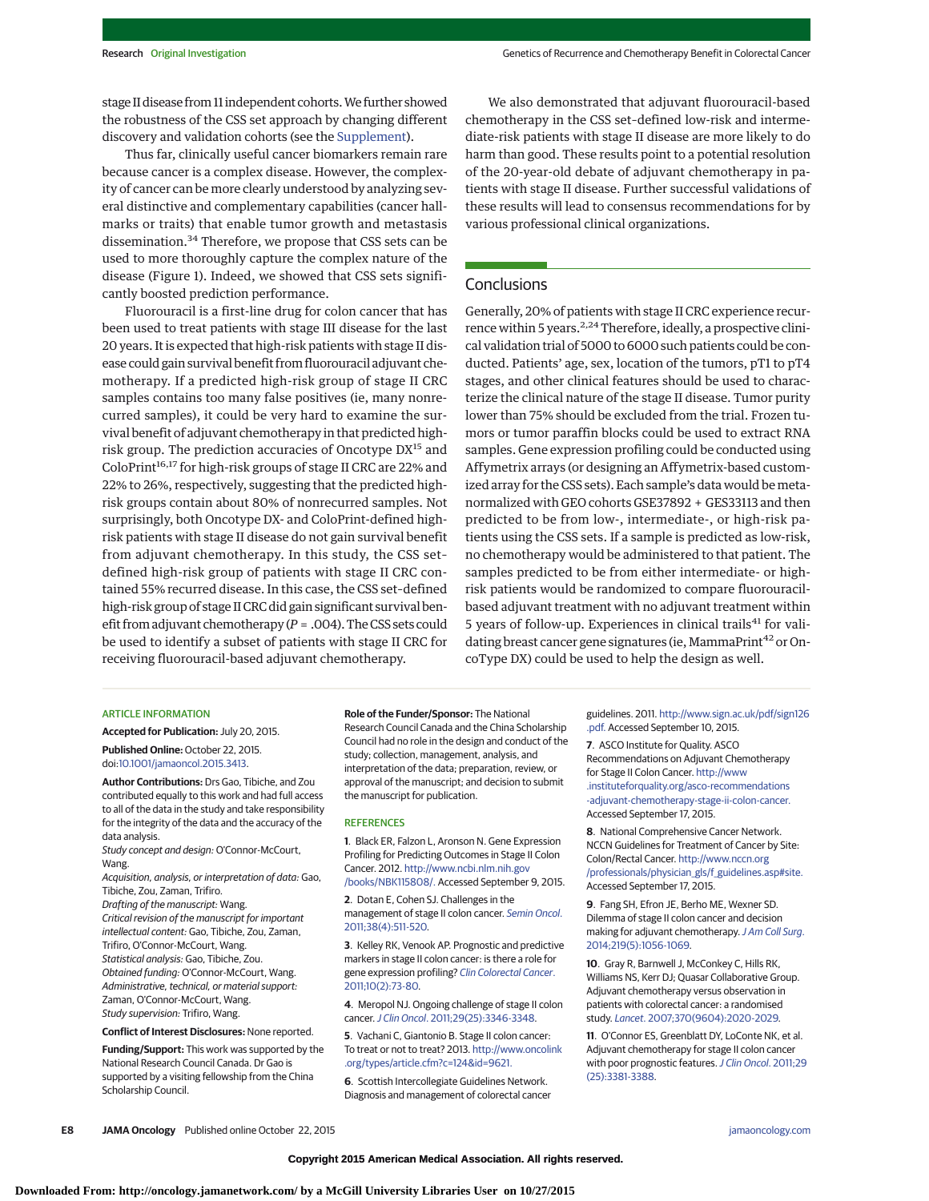stage II disease from 11 independent cohorts. We further showed the robustness of the CSS set approach by changing different discovery and validation cohorts (see the Supplement).

Thus far, clinically useful cancer biomarkers remain rare because cancer is a complex disease. However, the complexity of cancer can be more clearly understood by analyzing several distinctive and complementary capabilities (cancer hallmarks or traits) that enable tumor growth and metastasis dissemination.[34] Therefore, we propose that CSS sets can be used to more thoroughly capture the complex nature of the disease (Figure 1). Indeed, we showed that CSS sets significantly boosted prediction performance.

Fluorouracil is a first-line drug for colon cancer that has been used to treat patients with stage III disease for the last 20 years. It is expected that high-risk patients with stage II disease could gain survival benefit from fluorouracil adjuvant chemotherapy. If a predicted high-risk group of stage II CRC samples contains too many false positives (ie, many nonrecurred samples), it could be very hard to examine the survival benefit of adjuvant chemotherapy in that predicted high-risk group. The prediction accuracies of Oncotype DX[15] and ColoPrint[16,17] for high-risk groups of stage II CRC are 22% and 22% to 26%, respectively, suggesting that the predicted high-risk groups contain about 80% of nonrecurred samples. Not surprisingly, both Oncotype DX- and ColoPrint-defined high-risk patients with stage II disease do not gain survival benefit from adjuvant chemotherapy. In this study, the CSS set-defined high-risk group of patients with stage II CRC contained 55% recurred disease. In this case, the CSS set-defined high-risk group of stage II CRC did gain significant survival benefit from adjuvant chemotherapy ($P = .004$). The CSS sets could be used to identify a subset of patients with stage II CRC for receiving fluorouracil-based adjuvant chemotherapy.

We also demonstrated that adjuvant fluorouracil-based chemotherapy in the CSS set–defined low-risk and intermediate-risk patients with stage II disease are more likely to do harm than good. These results point to a potential resolution of the 20-year-old debate of adjuvant chemotherapy in patients with stage II disease. Further successful validations of these results will lead to consensus recommendations for by various professional clinical organizations.

## Conclusions

Generally, 20% of patients with stage II CRC experience recurrence within 5 years.[2,24] Therefore, ideally, a prospective clinical validation trial of 5000 to 6000 such patients could be conducted. Patients' age, sex, location of the tumors, pT1 to pT4 stages, and other clinical features should be used to characterize the clinical nature of the stage II disease. Tumor purity lower than 75% should be excluded from the trial. Frozen tumors or tumor paraffin blocks could be used to extract RNA samples. Gene expression profiling could be conducted using Affymetrix arrays (or designing an Affymetrix-based customized array for the CSS sets). Each sample's data would be meta-normalized with GEO cohorts GSE37892 + GES33113 and then predicted to be from low-, intermediate-, or high-risk patients using the CSS sets. If a sample is predicted as low-risk, no chemotherapy would be administered to that patient. The samples predicted to be from either intermediate- or high-risk patients would be randomized to compare fluorouracil-based adjuvant treatment with no adjuvant treatment within 5 years of follow-up. Experiences in clinical trails[41] for validating breast cancer gene signatures (ie, MammaPrint[42] or OncoType DX) could be used to help the design as well.

### ARTICLE INFORMATION

**Accepted for Publication:** July 20, 2015.

**Published Online:** October 22, 2015. doi:10.1001/jamaoncol.2015.3413.

**Author Contributions:** Drs Gao, Tibiche, and Zou contributed equally to this work and had full access to all of the data in the study and take responsibility for the integrity of the data and the accuracy of the data analysis.
*Study concept and design:* O'Connor-McCourt, Wang.
*Acquisition, analysis, or interpretation of data:* Gao, Tibiche, Zou, Zaman, Trifiro.
*Drafting of the manuscript:* Wang.
*Critical revision of the manuscript for important intellectual content:* Gao, Tibiche, Zou, Zaman, Trifiro, O'Connor-McCourt, Wang.
*Statistical analysis:* Gao, Tibiche, Zou.
*Obtained funding:* O'Connor-McCourt, Wang.
*Administrative, technical, or material support:* Zaman, O'Connor-McCourt, Wang.
*Study supervision:* Trifiro, Wang.

**Conflict of Interest Disclosures:** None reported.

**Funding/Support:** This work was supported by the National Research Council Canada. Dr Gao is supported by a visiting fellowship from the China Scholarship Council.

**Role of the Funder/Sponsor:** The National Research Council Canada and the China Scholarship Council had no role in the design and conduct of the study; collection, management, analysis, and interpretation of the data; preparation, review, or approval of the manuscript; and decision to submit the manuscript for publication.

### REFERENCES

**1**. Black ER, Falzon L, Aronson N. Gene Expression Profiling for Predicting Outcomes in Stage II Colon Cancer. 2012. http://www.ncbi.nlm.nih.gov/books/NBK115808/. Accessed September 9, 2015.

**2**. Dotan E, Cohen SJ. Challenges in the management of stage II colon cancer. *Semin Oncol*. 2011;38(4):511-520.

**3**. Kelley RK, Venook AP. Prognostic and predictive markers in stage II colon cancer: is there a role for gene expression profiling? *Clin Colorectal Cancer*. 2011;10(2):73-80.

**4**. Meropol NJ. Ongoing challenge of stage II colon cancer. *J Clin Oncol*. 2011;29(25):3346-3348.

**5**. Vachani C, Giantonio B. Stage II colon cancer: To treat or not to treat? 2013. http://www.oncolink.org/types/article.cfm?c=124&id=9621.

**6**. Scottish Intercollegiate Guidelines Network. Diagnosis and management of colorectal cancer guidelines. 2011. http://www.sign.ac.uk/pdf/sign126.pdf. Accessed September 10, 2015.

**7**. ASCO Institute for Quality. ASCO Recommendations on Adjuvant Chemotherapy for Stage II Colon Cancer. http://www.instituteforquality.org/asco-recommendations-adjuvant-chemotherapy-stage-ii-colon-cancer. Accessed September 17, 2015.

**8**. National Comprehensive Cancer Network. NCCN Guidelines for Treatment of Cancer by Site: Colon/Rectal Cancer. http://www.nccn.org/professionals/physician_gls/f_guidelines.asp#site. Accessed September 17, 2015.

**9**. Fang SH, Efron JE, Berho ME, Wexner SD. Dilemma of stage II colon cancer and decision making for adjuvant chemotherapy. *J Am Coll Surg*. 2014;219(5):1056-1069.

**10**. Gray R, Barnwell J, McConkey C, Hills RK, Williams NS, Kerr DJ; Quasar Collaborative Group. Adjuvant chemotherapy versus observation in patients with colorectal cancer: a randomised study. *Lancet*. 2007;370(9604):2020-2029.

**11**. O'Connor ES, Greenblatt DY, LoConte NK, et al. Adjuvant chemotherapy for stage II colon cancer with poor prognostic features. *J Clin Oncol*. 2011;29(25):3381-3388.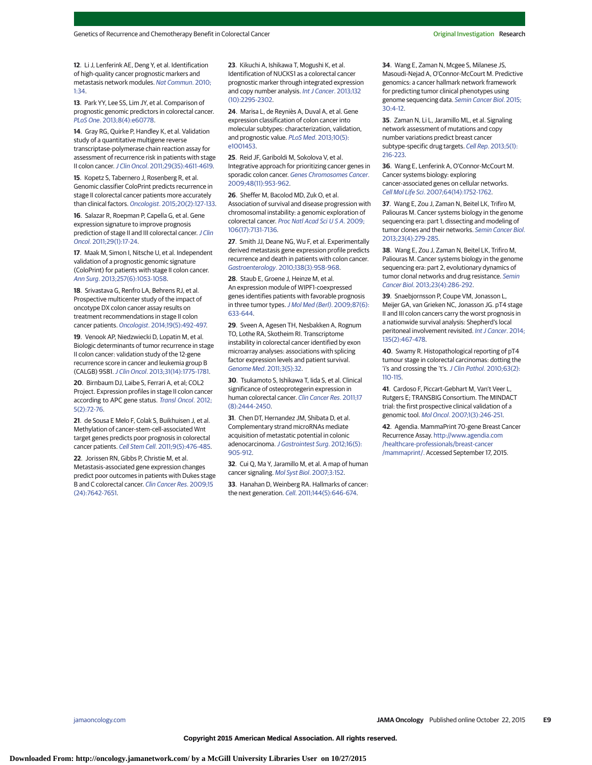12. Li J, Lenferink AE, Deng Y, et al. Identification of high-quality cancer prognostic markers and metastasis network modules. *Nat Commun*. 2010; 1:34.

13. Park YY, Lee SS, Lim JY, et al. Comparison of prognostic genomic predictors in colorectal cancer. *PLoS One*. 2013;8(4):e60778.

14. Gray RG, Quirke P, Handley K, et al. Validation study of a quantitative multigene reverse transcriptase-polymerase chain reaction assay for assessment of recurrence risk in patients with stage II colon cancer. *J Clin Oncol*. 2011;29(35):4611-4619.

15. Kopetz S, Tabernero J, Rosenberg R, et al. Genomic classifier ColoPrint predicts recurrence in stage II colorectal cancer patients more accurately than clinical factors. *Oncologist*. 2015;20(2):127-133.

16. Salazar R, Roepman P, Capella G, et al. Gene expression signature to improve prognosis prediction of stage II and III colorectal cancer. *J Clin Oncol*. 2011;29(1):17-24.

17. Maak M, Simon I, Nitsche U, et al. Independent validation of a prognostic genomic signature (ColoPrint) for patients with stage II colon cancer. *Ann Surg*. 2013;257(6):1053-1058.

18. Srivastava G, Renfro LA, Behrens RJ, et al. Prospective multicenter study of the impact of oncotype DX colon cancer assay results on treatment recommendations in stage II colon cancer patients. *Oncologist*. 2014;19(5):492-497.

19. Venook AP, Niedzwiecki D, Lopatin M, et al. Biologic determinants of tumor recurrence in stage II colon cancer: validation study of the 12-gene recurrence score in cancer and leukemia group B (CALGB) 9581. *J Clin Oncol*. 2013;31(14):1775-1781.

20. Birnbaum DJ, Laibe S, Ferrari A, et al; COL2 Project. Expression profiles in stage II colon cancer according to APC gene status. *Transl Oncol*. 2012; 5(2):72-76.

21. de Sousa E Melo F, Colak S, Buikhuisen J, et al. Methylation of cancer-stem-cell-associated Wnt target genes predicts poor prognosis in colorectal cancer patients. *Cell Stem Cell*. 2011;9(5):476-485.

22. Jorissen RN, Gibbs P, Christie M, et al. Metastasis-associated gene expression changes predict poor outcomes in patients with Dukes stage B and C colorectal cancer. *Clin Cancer Res*. 2009;15 (24):7642-7651.

23. Kikuchi A, Ishikawa T, Mogushi K, et al. Identification of NUCKS1 as a colorectal cancer prognostic marker through integrated expression and copy number analysis. *Int J Cancer*. 2013;132 (10):2295-2302.

24. Marisa L, de Reyniès A, Duval A, et al. Gene expression classification of colon cancer into molecular subtypes: characterization, validation, and prognostic value. *PLoS Med*. 2013;10(5): e1001453.

25. Reid JF, Gariboldi M, Sokolova V, et al. Integrative approach for prioritizing cancer genes in sporadic colon cancer. *Genes Chromosomes Cancer*. 2009;48(11):953-962.

26. Sheffer M, Bacolod MD, Zuk O, et al. Association of survival and disease progression with chromosomal instability: a genomic exploration of colorectal cancer. *Proc Natl Acad Sci U S A*. 2009; 106(17):7131-7136.

27. Smith JJ, Deane NG, Wu F, et al. Experimentally derived metastasis gene expression profile predicts recurrence and death in patients with colon cancer. *Gastroenterology*. 2010;138(3):958-968.

28. Staub E, Groene J, Heinze M, et al. An expression module of WIPF1-coexpressed genes identifies patients with favorable prognosis in three tumor types. *J Mol Med (Berl)*. 2009;87(6): 633-644.

29. Sveen A, Agesen TH, Nesbakken A, Rognum TO, Lothe RA, Skotheim RI. Transcriptome instability in colorectal cancer identified by exon microarray analyses: associations with splicing factor expression levels and patient survival. *Genome Med*. 2011;3(5):32.

30. Tsukamoto S, Ishikawa T, Iida S, et al. Clinical significance of osteoprotegerin expression in human colorectal cancer. *Clin Cancer Res*. 2011;17 (8):2444-2450.

31. Chen DT, Hernandez JM, Shibata D, et al. Complementary strand microRNAs mediate acquisition of metastatic potential in colonic adenocarcinoma. *J Gastrointest Surg*. 2012;16(5): 905-912.

32. Cui Q, Ma Y, Jaramillo M, et al. A map of human cancer signaling. *Mol Syst Biol*. 2007;3:152.

33. Hanahan D, Weinberg RA. Hallmarks of cancer: the next generation. *Cell*. 2011;144(5):646-674.

34. Wang E, Zaman N, Mcgee S, Milanese JS, Masoudi-Nejad A, O'Connor-McCourt M. Predictive genomics: a cancer hallmark network framework for predicting tumor clinical phenotypes using genome sequencing data. *Semin Cancer Biol*. 2015; 30:4-12.

35. Zaman N, Li L, Jaramillo ML, et al. Signaling network assessment of mutations and copy number variations predict breast cancer subtype-specific drug targets. *Cell Rep*. 2013;5(1): 216-223.

36. Wang E, Lenferink A, O'Connor-McCourt M. Cancer systems biology: exploring cancer-associated genes on cellular networks. *Cell Mol Life Sci*. 2007;64(14):1752-1762.

37. Wang E, Zou J, Zaman N, Beitel LK, Trifiro M, Paliouras M. Cancer systems biology in the genome sequencing era: part 1, dissecting and modeling of tumor clones and their networks. *Semin Cancer Biol*. 2013;23(4):279-285.

38. Wang E, Zou J, Zaman N, Beitel LK, Trifiro M, Paliouras M. Cancer systems biology in the genome sequencing era: part 2, evolutionary dynamics of tumor clonal networks and drug resistance. *Semin Cancer Biol*. 2013;23(4):286-292.

39. Snaebjornsson P, Coupe VM, Jonasson L, Meijer GA, van Grieken NC, Jonasson JG. pT4 stage II and III colon cancers carry the worst prognosis in a nationwide survival analysis: Shepherd's local peritoneal involvement revisited. *Int J Cancer*. 2014; 135(2):467-478.

40. Swamy R. Histopathological reporting of pT4 tumour stage in colorectal carcinomas: dotting the 'i's and crossing the 't's. *J Clin Pathol*. 2010;63(2): 110-115.

41. Cardoso F, Piccart-Gebhart M, Van't Veer L, Rutgers E; TRANSBIG Consortium. The MINDACT trial: the first prospective clinical validation of a genomic tool. *Mol Oncol*. 2007;1(3):246-251.

42. Agendia. MammaPrint 70-gene Breast Cancer Recurrence Assay. http://www.agendia.com/healthcare-professionals/breast-cancer/mammaprint/. Accessed September 17, 2015.